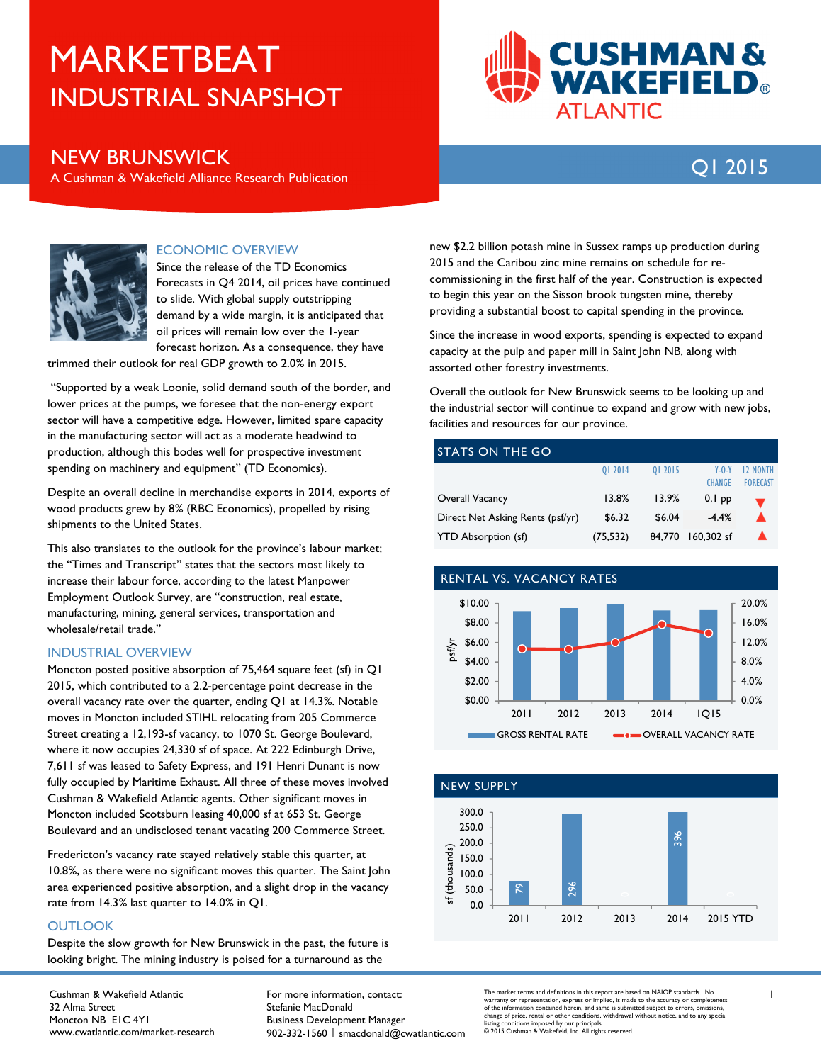// MARKETBEAT
# MARKETBEAT
## INDUSTRIAL SNAPSHOT

CUSHMAN & WAKEFIELD ATLANTIC

## NEW BRUNSWICK

A Cushman & Wakefield Alliance Research Publication

Q1 2015

### ECONOMIC OVERVIEW

Since the release of the TD Economics Forecasts in Q4 2014, oil prices have continued to slide. With global supply outstripping demand by a wide margin, it is anticipated that oil prices will remain low over the 1-year forecast horizon. As a consequence, they have trimmed their outlook for real GDP growth to 2.0% in 2015.

"Supported by a weak Loonie, solid demand south of the border, and lower prices at the pumps, we foresee that the non-energy export sector will have a competitive edge. However, limited spare capacity in the manufacturing sector will act as a moderate headwind to production, although this bodes well for prospective investment spending on machinery and equipment" (TD Economics).

Despite an overall decline in merchandise exports in 2014, exports of wood products grew by 8% (RBC Economics), propelled by rising shipments to the United States.

This also translates to the outlook for the province's labour market; the "Times and Transcript" states that the sectors most likely to increase their labour force, according to the latest Manpower Employment Outlook Survey, are "construction, real estate, manufacturing, mining, general services, transportation and wholesale/retail trade."

### INDUSTRIAL OVERVIEW

Moncton posted positive absorption of 75,464 square feet (sf) in Q1 2015, which contributed to a 2.2-percentage point decrease in the overall vacancy rate over the quarter, ending Q1 at 14.3%. Notable moves in Moncton included STIHL relocating from 205 Commerce Street creating a 12,193-sf vacancy, to 1070 St. George Boulevard, where it now occupies 24,330 sf of space. At 222 Edinburgh Drive, 7,611 sf was leased to Safety Express, and 191 Henri Dunant is now fully occupied by Maritime Exhaust. All three of these moves involved Cushman & Wakefield Atlantic agents. Other significant moves in Moncton included Scotsburn leasing 40,000 sf at 653 St. George Boulevard and an undisclosed tenant vacating 200 Commerce Street.

Fredericton's vacancy rate stayed relatively stable this quarter, at 10.8%, as there were no significant moves this quarter. The Saint John area experienced positive absorption, and a slight drop in the vacancy rate from 14.3% last quarter to 14.0% in Q1.

### OUTLOOK

Despite the slow growth for New Brunswick in the past, the future is looking bright. The mining industry is poised for a turnaround as the new $2.2 billion potash mine in Sussex ramps up production during 2015 and the Caribou zinc mine remains on schedule for re-commissioning in the first half of the year. Construction is expected to begin this year on the Sisson brook tungsten mine, thereby providing a substantial boost to capital spending in the province.

Since the increase in wood exports, spending is expected to expand capacity at the pulp and paper mill in Saint John NB, along with assorted other forestry investments.

Overall the outlook for New Brunswick seems to be looking up and the industrial sector will continue to expand and grow with new jobs, facilities and resources for our province.

### STATS ON THE GO

| | Q1 2014 | Q1 2015 | Y-O-Y CHANGE | 12 MONTH FORECAST |
|---|---|---|---|---|
| Overall Vacancy | 13.8% | 13.9% | 0.1 pp | ▼ |
| Direct Net Asking Rents (psf/yr) | $6.32 | $6.04 | -4.4% | ▲ |
| YTD Absorption (sf) | (75,532) | 84,770 | 160,302 sf | ▲ |

### RENTAL VS. VACANCY RATES

Chart: gross rental rate (psf/yr, left axis $0.00–$10.00) and overall vacancy rate (right axis 0.0%–20.0%) for 2011, 2012, 2013, 2014, 1Q15.

### NEW SUPPLY

Chart: sf (thousands)

| 2011 | 2012 | 2013 | 2014 | 2015 YTD |
|---|---|---|---|---|
| 79 | 296 | 0 | 396 | 0 |

Cushman & Wakefield Atlantic
32 Alma Street
Moncton NB E1C 4Y1
www.cwatlantic.com/market-research

For more information, contact:
Stefanie MacDonald
Business Development Manager
902-332-1560 | smacdonald@cwatlantic.com

The market terms and definitions in this report are based on NAIOP standards. No warranty or representation, express or implied, is made to the accuracy or completeness of the information contained herein, and same is submitted subject to errors, omissions, change of price, rental or other conditions, withdrawal without notice, and to any special listing conditions imposed by our principals.
© 2015 Cushman & Wakefield, Inc. All rights reserved.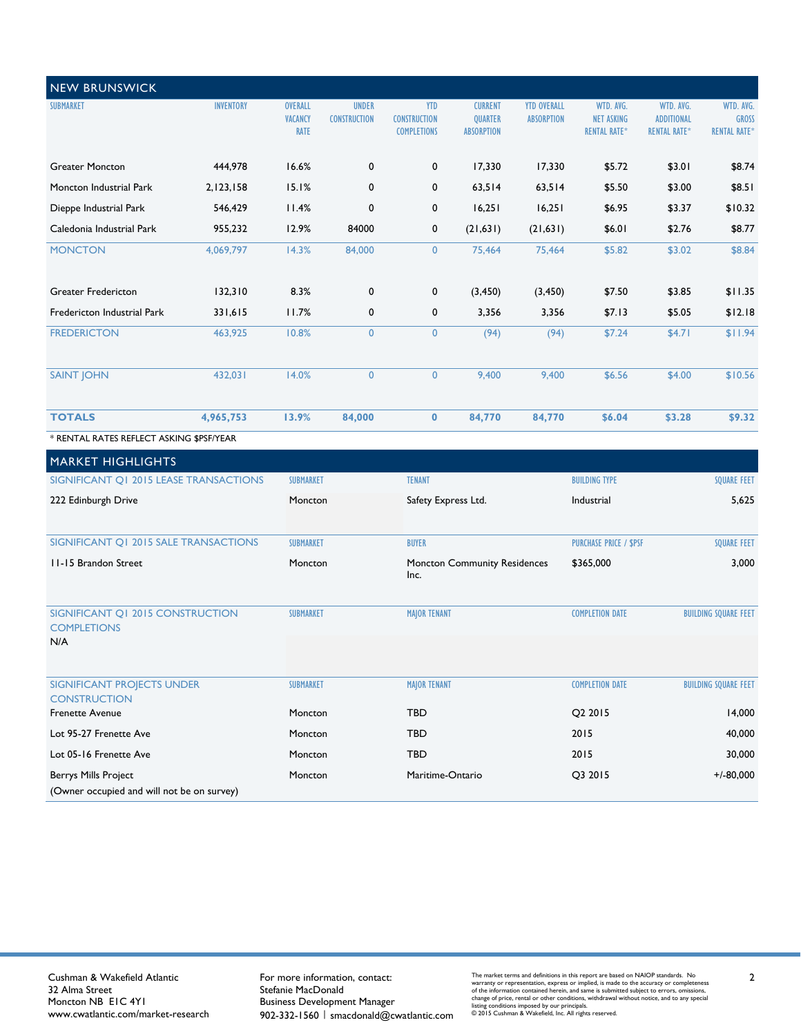## NEW BRUNSWICK

| SUBMARKET | INVENTORY | OVERALL VACANCY RATE | UNDER CONSTRUCTION | YTD CONSTRUCTION COMPLETIONS | CURRENT QUARTER ABSORPTION | YTD OVERALL ABSORPTION | WTD. AVG. NET ASKING RENTAL RATE* | WTD. AVG. ADDITIONAL RENTAL RATE* | WTD. AVG. GROSS RENTAL RATE* |
|---|---|---|---|---|---|---|---|---|---|
| Greater Moncton | 444,978 | 16.6% | 0 | 0 | 17,330 | 17,330 | $5.72 | $3.01 | $8.74 |
| Moncton Industrial Park | 2,123,158 | 15.1% | 0 | 0 | 63,514 | 63,514 | $5.50 | $3.00 | $8.51 |
| Dieppe Industrial Park | 546,429 | 11.4% | 0 | 0 | 16,251 | 16,251 | $6.95 | $3.37 | $10.32 |
| Caledonia Industrial Park | 955,232 | 12.9% | 84000 | 0 | (21,631) | (21,631) | $6.01 | $2.76 | $8.77 |
| MONCTON | 4,069,797 | 14.3% | 84,000 | 0 | 75,464 | 75,464 | $5.82 | $3.02 | $8.84 |
| Greater Fredericton | 132,310 | 8.3% | 0 | 0 | (3,450) | (3,450) | $7.50 | $3.85 | $11.35 |
| Fredericton Industrial Park | 331,615 | 11.7% | 0 | 0 | 3,356 | 3,356 | $7.13 | $5.05 | $12.18 |
| FREDERICTON | 463,925 | 10.8% | 0 | 0 | (94) | (94) | $7.24 | $4.71 | $11.94 |
| SAINT JOHN | 432,031 | 14.0% | 0 | 0 | 9,400 | 9,400 | $6.56 | $4.00 | $10.56 |
| **TOTALS** | **4,965,753** | **13.9%** | **84,000** | **0** | **84,770** | **84,770** | **$6.04** | **$3.28** | **$9.32** |

* RENTAL RATES REFLECT ASKING $PSF/YEAR

## MARKET HIGHLIGHTS

| SIGNIFICANT Q1 2015 LEASE TRANSACTIONS | SUBMARKET | TENANT | BUILDING TYPE | SQUARE FEET |
|---|---|---|---|---|
| 222 Edinburgh Drive | Moncton | Safety Express Ltd. | Industrial | 5,625 |

| SIGNIFICANT Q1 2015 SALE TRANSACTIONS | SUBMARKET | BUYER | PURCHASE PRICE / $PSF | SQUARE FEET |
|---|---|---|---|---|
| 11-15 Brandon Street | Moncton | Moncton Community Residences Inc. | $365,000 | 3,000 |

| SIGNIFICANT Q1 2015 CONSTRUCTION COMPLETIONS | SUBMARKET | MAJOR TENANT | COMPLETION DATE | BUILDING SQUARE FEET |
|---|---|---|---|---|
| N/A | | | | |

| SIGNIFICANT PROJECTS UNDER CONSTRUCTION | SUBMARKET | MAJOR TENANT | COMPLETION DATE | BUILDING SQUARE FEET |
|---|---|---|---|---|
| Frenette Avenue | Moncton | TBD | Q2 2015 | 14,000 |
| Lot 95-27 Frenette Ave | Moncton | TBD | 2015 | 40,000 |
| Lot 05-16 Frenette Ave | Moncton | TBD | 2015 | 30,000 |
| Berrys Mills Project (Owner occupied and will not be on survey) | Moncton | Maritime-Ontario | Q3 2015 | +/-80,000 |

Cushman & Wakefield Atlantic
32 Alma Street
Moncton NB E1C 4Y1
www.cwatlantic.com/market-research

For more information, contact:
Stefanie MacDonald
Business Development Manager
902-332-1560 | smacdonald@cwatlantic.com

The market terms and definitions in this report are based on NAIOP standards. No warranty or representation, express or implied, is made to the accuracy or completeness of the information contained herein, and same is submitted subject to errors, omissions, change of price, rental or other conditions, withdrawal without notice, and to any special listing conditions imposed by our principals.
© 2015 Cushman & Wakefield, Inc. All rights reserved.